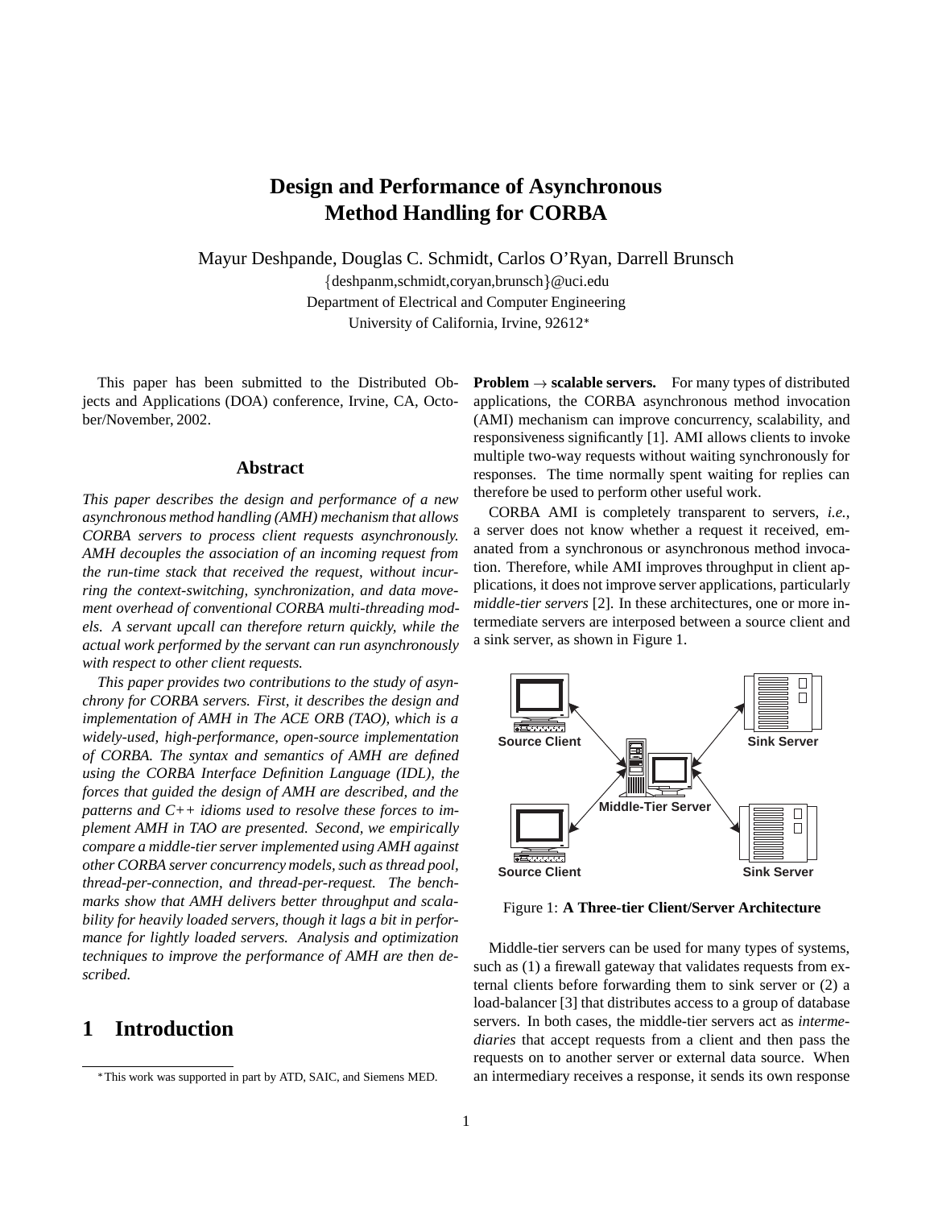# Design and Performance of Asynchronous Method Handling for CORBA

Mayur Deshpande, Douglas C. Schmidt, Carlos O'Ryan, Darrell Brunsch

{deshpanm,schmidt,coryan,brunsch}@uci.edu

Department of Electrical and Computer Engineering

University of California, Irvine, 92612*

This paper has been submitted to the Distributed Objects and Applications (DOA) conference, Irvine, CA, October/November, 2002.

## Abstract

*This paper describes the design and performance of a new asynchronous method handling (AMH) mechanism that allows CORBA servers to process client requests asynchronously. AMH decouples the association of an incoming request from the run-time stack that received the request, without incurring the context-switching, synchronization, and data movement overhead of conventional CORBA multi-threading models. A servant upcall can therefore return quickly, while the actual work performed by the servant can run asynchronously with respect to other client requests.*

*This paper provides two contributions to the study of asynchrony for CORBA servers. First, it describes the design and implementation of AMH in The ACE ORB (TAO), which is a widely-used, high-performance, open-source implementation of CORBA. The syntax and semantics of AMH are defined using the CORBA Interface Definition Language (IDL), the forces that guided the design of AMH are described, and the patterns and C++ idioms used to resolve these forces to implement AMH in TAO are presented. Second, we empirically compare a middle-tier server implemented using AMH against other CORBA server concurrency models, such as thread pool, thread-per-connection, and thread-per-request. The benchmarks show that AMH delivers better throughput and scalability for heavily loaded servers, though it lags a bit in performance for lightly loaded servers. Analysis and optimization techniques to improve the performance of AMH are then described.*

## 1 Introduction

**Problem → scalable servers.** For many types of distributed applications, the CORBA asynchronous method invocation (AMI) mechanism can improve concurrency, scalability, and responsiveness significantly [1]. AMI allows clients to invoke multiple two-way requests without waiting synchronously for responses. The time normally spent waiting for replies can therefore be used to perform other useful work.

CORBA AMI is completely transparent to servers, *i.e.*, a server does not know whether a request it received, emanated from a synchronous or asynchronous method invocation. Therefore, while AMI improves throughput in client applications, it does not improve server applications, particularly *middle-tier servers* [2]. In these architectures, one or more intermediate servers are interposed between a source client and a sink server, as shown in Figure 1.

Figure 1: **A Three-tier Client/Server Architecture**

Middle-tier servers can be used for many types of systems, such as (1) a firewall gateway that validates requests from external clients before forwarding them to sink server or (2) a load-balancer [3] that distributes access to a group of database servers. In both cases, the middle-tier servers act as *intermediaries* that accept requests from a client and then pass the requests on to another server or external data source. When an intermediary receives a response, it sends its own response

*This work was supported in part by ATD, SAIC, and Siemens MED.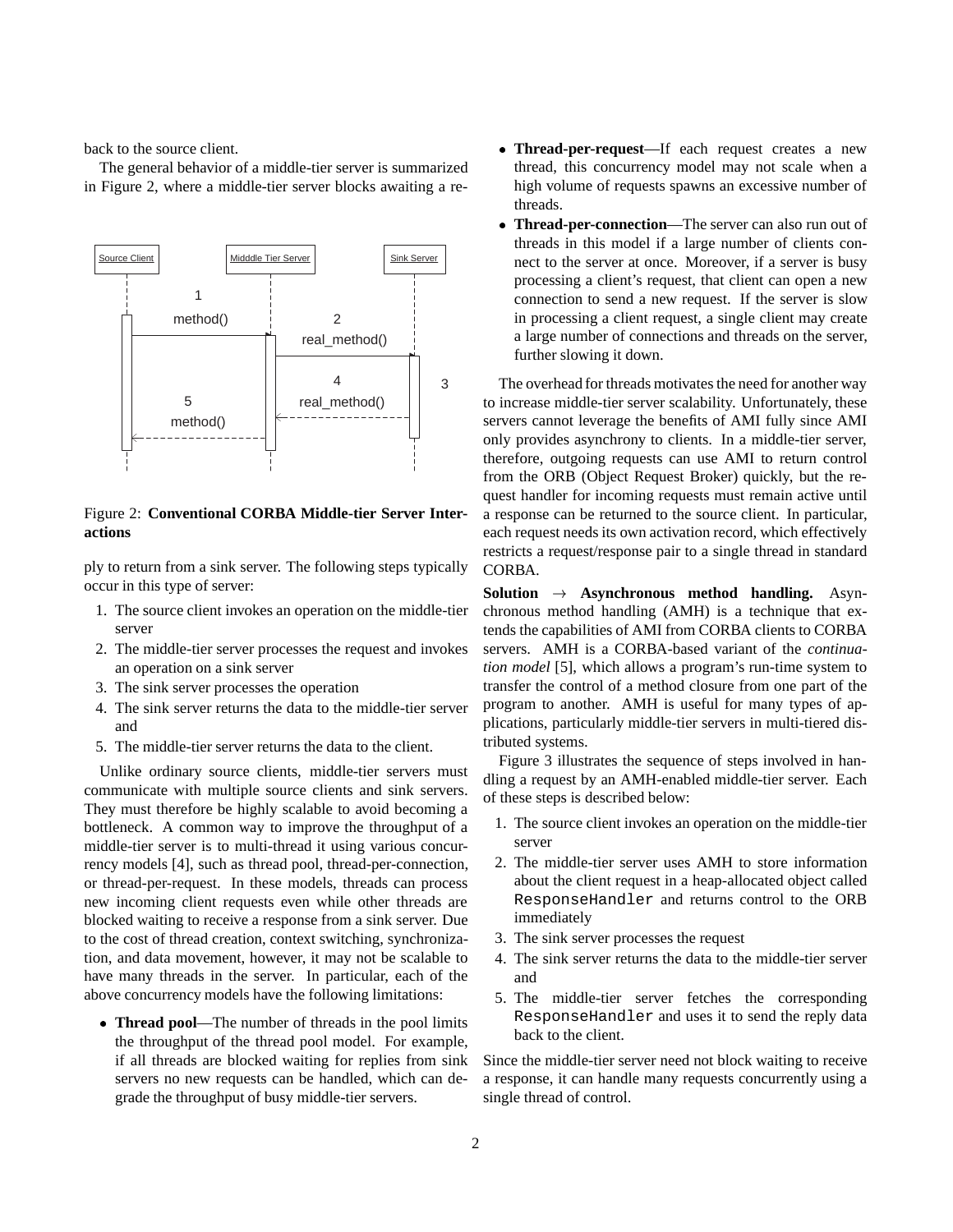back to the source client.

The general behavior of a middle-tier server is summarized in Figure 2, where a middle-tier server blocks awaiting a reply to return from a sink server. The following steps typically occur in this type of server:

Figure 2: **Conventional CORBA Middle-tier Server Interactions**

1. The source client invokes an operation on the middle-tier server
2. The middle-tier server processes the request and invokes an operation on a sink server
3. The sink server processes the operation
4. The sink server returns the data to the middle-tier server and
5. The middle-tier server returns the data to the client.

Unlike ordinary source clients, middle-tier servers must communicate with multiple source clients and sink servers. They must therefore be highly scalable to avoid becoming a bottleneck. A common way to improve the throughput of a middle-tier server is to multi-thread it using various concurrency models [4], such as thread pool, thread-per-connection, or thread-per-request. In these models, threads can process new incoming client requests even while other threads are blocked waiting to receive a response from a sink server. Due to the cost of thread creation, context switching, synchronization, and data movement, however, it may not be scalable to have many threads in the server. In particular, each of the above concurrency models have the following limitations:

- **Thread pool**—The number of threads in the pool limits the throughput of the thread pool model. For example, if all threads are blocked waiting for replies from sink servers no new requests can be handled, which can degrade the throughput of busy middle-tier servers.
- **Thread-per-request**—If each request creates a new thread, this concurrency model may not scale when a high volume of requests spawns an excessive number of threads.
- **Thread-per-connection**—The server can also run out of threads in this model if a large number of clients connect to the server at once. Moreover, if a server is busy processing a client's request, that client can open a new connection to send a new request. If the server is slow in processing a client request, a single client may create a large number of connections and threads on the server, further slowing it down.

The overhead for threads motivates the need for another way to increase middle-tier server scalability. Unfortunately, these servers cannot leverage the benefits of AMI fully since AMI only provides asynchrony to clients. In a middle-tier server, therefore, outgoing requests can use AMI to return control from the ORB (Object Request Broker) quickly, but the request handler for incoming requests must remain active until a response can be returned to the source client. In particular, each request needs its own activation record, which effectively restricts a request/response pair to a single thread in standard CORBA.

**Solution $\rightarrow$ Asynchronous method handling.** Asynchronous method handling (AMH) is a technique that extends the capabilities of AMI from CORBA clients to CORBA servers. AMH is a CORBA-based variant of the *continuation model* [5], which allows a program's run-time system to transfer the control of a method closure from one part of the program to another. AMH is useful for many types of applications, particularly middle-tier servers in multi-tiered distributed systems.

Figure 3 illustrates the sequence of steps involved in handling a request by an AMH-enabled middle-tier server. Each of these steps is described below:

1. The source client invokes an operation on the middle-tier server
2. The middle-tier server uses AMH to store information about the client request in a heap-allocated object called `ResponseHandler` and returns control to the ORB immediately
3. The sink server processes the request
4. The sink server returns the data to the middle-tier server and
5. The middle-tier server fetches the corresponding `ResponseHandler` and uses it to send the reply data back to the client.

Since the middle-tier server need not block waiting to receive a response, it can handle many requests concurrently using a single thread of control.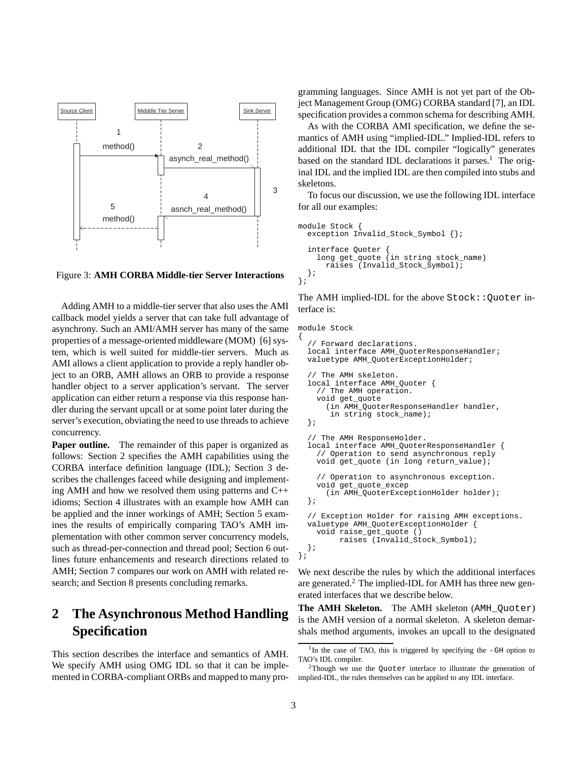Figure 3: **AMH CORBA Middle-tier Server Interactions**

Adding AMH to a middle-tier server that also uses the AMI callback model yields a server that can take full advantage of asynchrony. Such an AMI/AMH server has many of the same properties of a message-oriented middleware (MOM) [6] system, which is well suited for middle-tier servers. Much as AMI allows a client application to provide a reply handler object to an ORB, AMH allows an ORB to provide a response handler object to a server application's servant. The server application can either return a response via this response handler during the servant upcall or at some point later during the server's execution, obviating the need to use threads to achieve concurrency.

**Paper outline.** The remainder of this paper is organized as follows: Section 2 specifies the AMH capabilities using the CORBA interface definition language (IDL); Section 3 describes the challenges faceed while designing and implementing AMH and how we resolved them using patterns and C++ idioms; Section 4 illustrates with an example how AMH can be applied and the inner workings of AMH; Section 5 examines the results of empirically comparing TAO's AMH implementation with other common server concurrency models, such as thread-per-connection and thread pool; Section 6 outlines future enhancements and research directions related to AMH; Section 7 compares our work on AMH with related research; and Section 8 presents concluding remarks.

## 2 The Asynchronous Method Handling Specification

This section describes the interface and semantics of AMH. We specify AMH using OMG IDL so that it can be implemented in CORBA-compliant ORBs and mapped to many programming languages. Since AMH is not yet part of the Object Management Group (OMG) CORBA standard [7], an IDL specification provides a common schema for describing AMH.

As with the CORBA AMI specification, we define the semantics of AMH using "implied-IDL." Implied-IDL refers to additional IDL that the IDL compiler "logically" generates based on the standard IDL declarations it parses.[1] The original IDL and the implied IDL are then compiled into stubs and skeletons.

To focus our discussion, we use the following IDL interface for all our examples:

```
module Stock {
  exception Invalid_Stock_Symbol {};

  interface Quoter {
    long get_quote (in string stock_name)
      raises (Invalid_Stock_Symbol);
  };
};
```

The AMH implied-IDL for the above `Stock::Quoter` interface is:

```
module Stock
{
  // Forward declarations.
  local interface AMH_QuoterResponseHandler;
  valuetype AMH_QuoterExceptionHolder;

  // The AMH skeleton.
  local interface AMH_Quoter {
    // The AMH operation.
    void get_quote
      (in AMH_QuoterResponseHandler handler,
       in string stock_name);
  };

  // The AMH ResponseHolder.
  local interface AMH_QuoterResponseHandler {
    // Operation to send asynchronous reply
    void get_quote (in long return_value);

    // Operation to asynchronous exception.
    void get_quote_excep
      (in AMH_QuoterExceptionHolder holder);
  };

  // Exception Holder for raising AMH exceptions.
  valuetype AMH_QuoterExceptionHolder {
    void raise_get_quote ()
         raises (Invalid_Stock_Symbol);
  };
};
```

We next describe the rules by which the additional interfaces are generated.[2] The implied-IDL for AMH has three new generated interfaces that we describe below.

**The AMH Skeleton.** The AMH skeleton (`AMH_Quoter`) is the AMH version of a normal skeleton. A skeleton demarshals method arguments, invokes an upcall to the designated

[1] In the case of TAO, this is triggered by specifying the `-GH` option to TAO's IDL compiler.

[2] Though we use the `Quoter` interface to illustrate the generation of implied-IDL, the rules themselves can be applied to any IDL interface.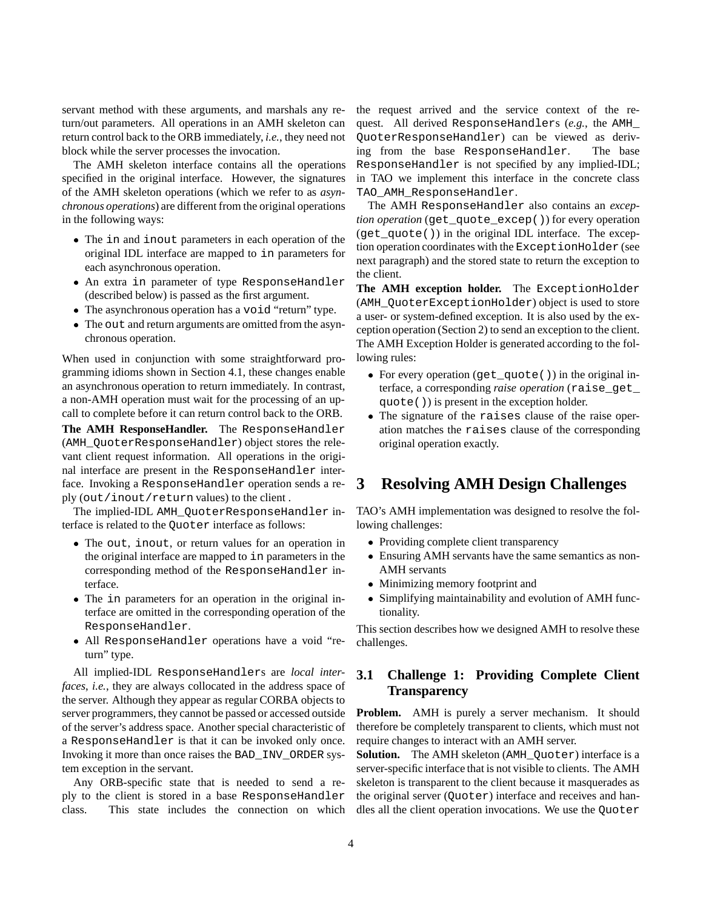servant method with these arguments, and marshals any return/out parameters. All operations in an AMH skeleton can return control back to the ORB immediately, *i.e.*, they need not block while the server processes the invocation.

The AMH skeleton interface contains all the operations specified in the original interface. However, the signatures of the AMH skeleton operations (which we refer to as *asynchronous operations*) are different from the original operations in the following ways:

- The `in` and `inout` parameters in each operation of the original IDL interface are mapped to `in` parameters for each asynchronous operation.
- An extra `in` parameter of type `ResponseHandler` (described below) is passed as the first argument.
- The asynchronous operation has a `void` "return" type.
- The `out` and return arguments are omitted from the asynchronous operation.

When used in conjunction with some straightforward programming idioms shown in Section 4.1, these changes enable an asynchronous operation to return immediately. In contrast, a non-AMH operation must wait for the processing of an upcall to complete before it can return control back to the ORB.

**The AMH ResponseHandler.** The `ResponseHandler` (`AMH_QuoterResponseHandler`) object stores the relevant client request information. All operations in the original interface are present in the `ResponseHandler` interface. Invoking a `ResponseHandler` operation sends a reply (`out/inout/return` values) to the client .

The implied-IDL `AMH_QuoterResponseHandler` interface is related to the `Quoter` interface as follows:

- The `out`, `inout`, or return values for an operation in the original interface are mapped to `in` parameters in the corresponding method of the `ResponseHandler` interface.
- The `in` parameters for an operation in the original interface are omitted in the corresponding operation of the `ResponseHandler`.
- All `ResponseHandler` operations have a void "return" type.

All implied-IDL `ResponseHandler`s are *local interfaces*, *i.e.*, they are always collocated in the address space of the server. Although they appear as regular CORBA objects to server programmers, they cannot be passed or accessed outside of the server's address space. Another special characteristic of a `ResponseHandler` is that it can be invoked only once. Invoking it more than once raises the `BAD_INV_ORDER` system exception in the servant.

Any ORB-specific state that is needed to send a reply to the client is stored in a base `ResponseHandler` class. This state includes the connection on which the request arrived and the service context of the request. All derived `ResponseHandler`s (*e.g.*, the `AMH_QuoterResponseHandler`) can be viewed as deriving from the base `ResponseHandler`. The base `ResponseHandler` is not specified by any implied-IDL; in TAO we implement this interface in the concrete class `TAO_AMH_ResponseHandler`.

The AMH `ResponseHandler` also contains an *exception operation* (`get_quote_excep()`) for every operation (`get_quote()`) in the original IDL interface. The exception operation coordinates with the `ExceptionHolder` (see next paragraph) and the stored state to return the exception to the client.

**The AMH exception holder.** The `ExceptionHolder` (`AMH_QuoterExceptionHolder`) object is used to store a user- or system-defined exception. It is also used by the exception operation (Section 2) to send an exception to the client. The AMH Exception Holder is generated according to the following rules:

- For every operation (`get_quote()`) in the original interface, a corresponding *raise operation* (`raise_get_quote()`) is present in the exception holder.
- The signature of the `raises` clause of the raise operation matches the `raises` clause of the corresponding original operation exactly.

# 3 Resolving AMH Design Challenges

TAO's AMH implementation was designed to resolve the following challenges:

- Providing complete client transparency
- Ensuring AMH servants have the same semantics as non-AMH servants
- Minimizing memory footprint and
- Simplifying maintainability and evolution of AMH functionality.

This section describes how we designed AMH to resolve these challenges.

## 3.1 Challenge 1: Providing Complete Client Transparency

**Problem.** AMH is purely a server mechanism. It should therefore be completely transparent to clients, which must not require changes to interact with an AMH server.

**Solution.** The AMH skeleton (`AMH_Quoter`) interface is a server-specific interface that is not visible to clients. The AMH skeleton is transparent to the client because it masquerades as the original server (`Quoter`) interface and receives and handles all the client operation invocations. We use the `Quoter`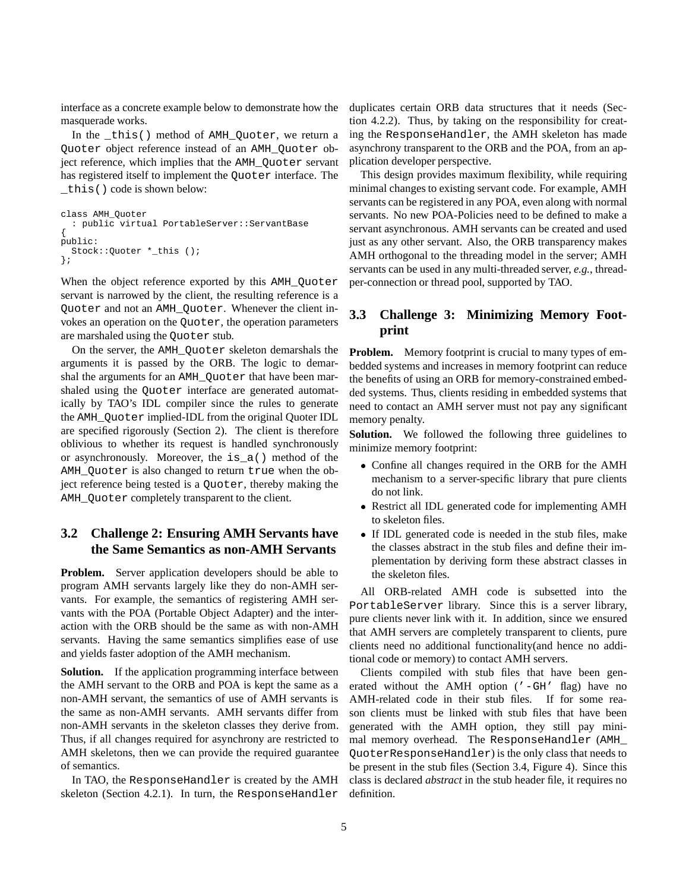interface as a concrete example below to demonstrate how the masquerade works.

In the `_this()` method of `AMH_Quoter`, we return a `Quoter` object reference instead of an `AMH_Quoter` object reference, which implies that the `AMH_Quoter` servant has registered itself to implement the `Quoter` interface. The `_this()` code is shown below:

```
class AMH_Quoter
  : public virtual PortableServer::ServantBase
{
public:
  Stock::Quoter *_this ();
};
```

When the object reference exported by this `AMH_Quoter` servant is narrowed by the client, the resulting reference is a `Quoter` and not an `AMH_Quoter`. Whenever the client invokes an operation on the `Quoter`, the operation parameters are marshaled using the `Quoter` stub.

On the server, the `AMH_Quoter` skeleton demarshals the arguments it is passed by the ORB. The logic to demarshal the arguments for an `AMH_Quoter` that have been marshaled using the `Quoter` interface are generated automatically by TAO's IDL compiler since the rules to generate the `AMH_Quoter` implied-IDL from the original Quoter IDL are specified rigorously (Section 2). The client is therefore oblivious to whether its request is handled synchronously or asynchronously. Moreover, the `is_a()` method of the `AMH_Quoter` is also changed to return `true` when the object reference being tested is a `Quoter`, thereby making the `AMH_Quoter` completely transparent to the client.

### 3.2 Challenge 2: Ensuring AMH Servants have the Same Semantics as non-AMH Servants

**Problem.** Server application developers should be able to program AMH servants largely like they do non-AMH servants. For example, the semantics of registering AMH servants with the POA (Portable Object Adapter) and the interaction with the ORB should be the same as with non-AMH servants. Having the same semantics simplifies ease of use and yields faster adoption of the AMH mechanism.

**Solution.** If the application programming interface between the AMH servant to the ORB and POA is kept the same as a non-AMH servant, the semantics of use of AMH servants is the same as non-AMH servants. AMH servants differ from non-AMH servants in the skeleton classes they derive from. Thus, if all changes required for asynchrony are restricted to AMH skeletons, then we can provide the required guarantee of semantics.

In TAO, the `ResponseHandler` is created by the AMH skeleton (Section 4.2.1). In turn, the `ResponseHandler` duplicates certain ORB data structures that it needs (Section 4.2.2). Thus, by taking on the responsibility for creating the `ResponseHandler`, the AMH skeleton has made asynchrony transparent to the ORB and the POA, from an application developer perspective.

This design provides maximum flexibility, while requiring minimal changes to existing servant code. For example, AMH servants can be registered in any POA, even along with normal servants. No new POA-Policies need to be defined to make a servant asynchronous. AMH servants can be created and used just as any other servant. Also, the ORB transparency makes AMH orthogonal to the threading model in the server; AMH servants can be used in any multi-threaded server, *e.g.*, thread-per-connection or thread pool, supported by TAO.

### 3.3 Challenge 3: Minimizing Memory Footprint

**Problem.** Memory footprint is crucial to many types of embedded systems and increases in memory footprint can reduce the benefits of using an ORB for memory-constrained embedded systems. Thus, clients residing in embedded systems that need to contact an AMH server must not pay any significant memory penalty.

**Solution.** We followed the following three guidelines to minimize memory footprint:

- Confine all changes required in the ORB for the AMH mechanism to a server-specific library that pure clients do not link.
- Restrict all IDL generated code for implementing AMH to skeleton files.
- If IDL generated code is needed in the stub files, make the classes abstract in the stub files and define their implementation by deriving form these abstract classes in the skeleton files.

All ORB-related AMH code is subsetted into the `PortableServer` library. Since this is a server library, pure clients never link with it. In addition, since we ensured that AMH servers are completely transparent to clients, pure clients need no additional functionality(and hence no additional code or memory) to contact AMH servers.

Clients compiled with stub files that have been generated without the AMH option (`'-GH'` flag) have no AMH-related code in their stub files. If for some reason clients must be linked with stub files that have been generated with the AMH option, they still pay minimal memory overhead. The `ResponseHandler` (`AMH_QuoterResponseHandler`) is the only class that needs to be present in the stub files (Section 3.4, Figure 4). Since this class is declared *abstract* in the stub header file, it requires no definition.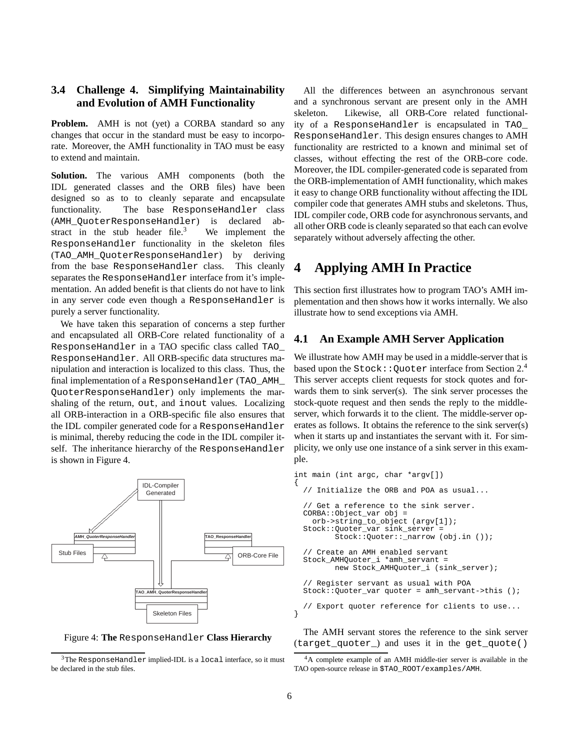### 3.4 Challenge 4. Simplifying Maintainability and Evolution of AMH Functionality

**Problem.** AMH is not (yet) a CORBA standard so any changes that occur in the standard must be easy to incorporate. Moreover, the AMH functionality in TAO must be easy to extend and maintain.

**Solution.** The various AMH components (both the IDL generated classes and the ORB files) have been designed so as to to cleanly separate and encapsulate functionality. The base `ResponseHandler` class (`AMH_QuoterResponseHandler`) is declared abstract in the stub header file.[3] We implement the `ResponseHandler` functionality in the skeleton files (`TAO_AMH_QuoterResponseHandler`) by deriving from the base `ResponseHandler` class. This cleanly separates the `ResponseHandler` interface from it's implementation. An added benefit is that clients do not have to link in any server code even though a `ResponseHandler` is purely a server functionality.

We have taken this separation of concerns a step further and encapsulated all ORB-Core related functionality of a `ResponseHandler` in a TAO specific class called `TAO_ResponseHandler`. All ORB-specific data structures manipulation and interaction is localized to this class. Thus, the final implementation of a `ResponseHandler` (`TAO_AMH_QuoterResponseHandler`) only implements the marshaling of the return, `out`, and `inout` values. Localizing all ORB-interaction in a ORB-specific file also ensures that the IDL compiler generated code for a `ResponseHandler` is minimal, thereby reducing the code in the IDL compiler itself. The inheritance hierarchy of the `ResponseHandler` is shown in Figure 4.

Figure 4: **The** `ResponseHandler` **Class Hierarchy**

[3]The `ResponseHandler` implied-IDL is a `local` interface, so it must be declared in the stub files.

All the differences between an asynchronous servant and a synchronous servant are present only in the AMH skeleton. Likewise, all ORB-Core related functionality of a `ResponseHandler` is encapsulated in `TAO_ResponseHandler`. This design ensures changes to AMH functionality are restricted to a known and minimal set of classes, without effecting the rest of the ORB-core code. Moreover, the IDL compiler-generated code is separated from the ORB-implementation of AMH functionality, which makes it easy to change ORB functionality without affecting the IDL compiler code that generates AMH stubs and skeletons. Thus, IDL compiler code, ORB code for asynchronous servants, and all other ORB code is cleanly separated so that each can evolve separately without adversely affecting the other.

# 4 Applying AMH In Practice

This section first illustrates how to program TAO's AMH implementation and then shows how it works internally. We also illustrate how to send exceptions via AMH.

## 4.1 An Example AMH Server Application

We illustrate how AMH may be used in a middle-server that is based upon the `Stock::Quoter` interface from Section 2.[4] This server accepts client requests for stock quotes and forwards them to sink server(s). The sink server processes the stock-quote request and then sends the reply to the middle-server, which forwards it to the client. The middle-server operates as follows. It obtains the reference to the sink server(s) when it starts up and instantiates the servant with it. For simplicity, we only use one instance of a sink server in this example.

```
int main (int argc, char *argv[])
{
  // Initialize the ORB and POA as usual...

  // Get a reference to the sink server.
  CORBA::Object_var obj =
    orb->string_to_object (argv[1]);
  Stock::Quoter_var sink_server =
        Stock::Quoter::_narrow (obj.in ());

  // Create an AMH enabled servant
  Stock_AMHQuoter_i *amh_servant =
        new Stock_AMHQuoter_i (sink_server);

  // Register servant as usual with POA
  Stock::Quoter_var quoter = amh_servant->this ();

  // Export quoter reference for clients to use...
}
```

The AMH servant stores the reference to the sink server (`target_quoter_`) and uses it in the `get_quote()`

[4]A complete example of an AMH middle-tier server is available in the TAO open-source release in `$TAO_ROOT/examples/AMH`.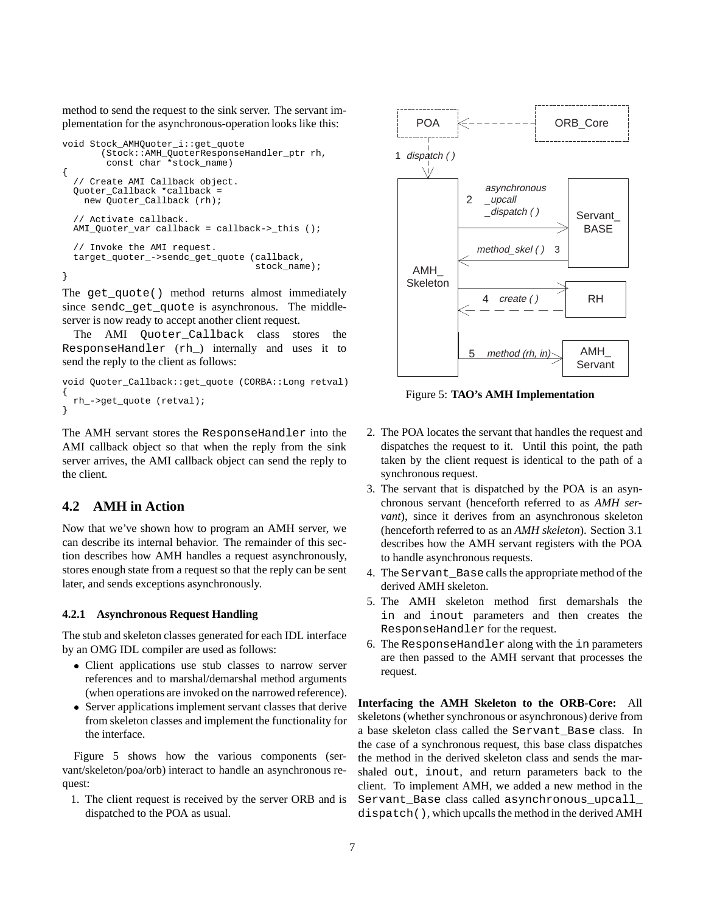method to send the request to the sink server. The servant implementation for the asynchronous-operation looks like this:

```
void Stock_AMHQuoter_i::get_quote
       (Stock::AMH_QuoterResponseHandler_ptr rh,
        const char *stock_name)
{
  // Create AMI Callback object.
  Quoter_Callback *callback =
    new Quoter_Callback (rh);

  // Activate callback.
  AMI_Quoter_var callback = callback->_this ();

  // Invoke the AMI request.
  target_quoter_->sendc_get_quote (callback,
                                   stock_name);
}
```

The `get_quote()` method returns almost immediately since `sendc_get_quote` is asynchronous. The middle-server is now ready to accept another client request.

The AMI `Quoter_Callback` class stores the `ResponseHandler` (`rh_`) internally and uses it to send the reply to the client as follows:

```
void Quoter_Callback::get_quote (CORBA::Long retval)
{
  rh_->get_quote (retval);
}
```

The AMH servant stores the `ResponseHandler` into the AMI callback object so that when the reply from the sink server arrives, the AMI callback object can send the reply to the client.

## 4.2 AMH in Action

Now that we've shown how to program an AMH server, we can describe its internal behavior. The remainder of this section describes how AMH handles a request asynchronously, stores enough state from a request so that the reply can be sent later, and sends exceptions asynchronously.

### 4.2.1 Asynchronous Request Handling

The stub and skeleton classes generated for each IDL interface by an OMG IDL compiler are used as follows:

- Client applications use stub classes to narrow server references and to marshal/demarshal method arguments (when operations are invoked on the narrowed reference).
- Server applications implement servant classes that derive from skeleton classes and implement the functionality for the interface.

Figure 5 shows how the various components (servant/skeleton/poa/orb) interact to handle an asynchronous request:

1. The client request is received by the server ORB and is dispatched to the POA as usual.

Figure 5: **TAO's AMH Implementation**

2. The POA locates the servant that handles the request and dispatches the request to it. Until this point, the path taken by the client request is identical to the path of a synchronous request.
3. The servant that is dispatched by the POA is an asynchronous servant (henceforth referred to as *AMH servant*), since it derives from an asynchronous skeleton (henceforth referred to as an *AMH skeleton*). Section 3.1 describes how the AMH servant registers with the POA to handle asynchronous requests.
4. The `Servant_Base` calls the appropriate method of the derived AMH skeleton.
5. The AMH skeleton method first demarshals the `in` and `inout` parameters and then creates the `ResponseHandler` for the request.
6. The `ResponseHandler` along with the `in` parameters are then passed to the AMH servant that processes the request.

**Interfacing the AMH Skeleton to the ORB-Core:** All skeletons (whether synchronous or asynchronous) derive from a base skeleton class called the `Servant_Base` class. In the case of a synchronous request, this base class dispatches the method in the derived skeleton class and sends the marshaled `out`, `inout`, and return parameters back to the client. To implement AMH, we added a new method in the `Servant_Base` class called `asynchronous_upcall_dispatch()`, which upcalls the method in the derived AMH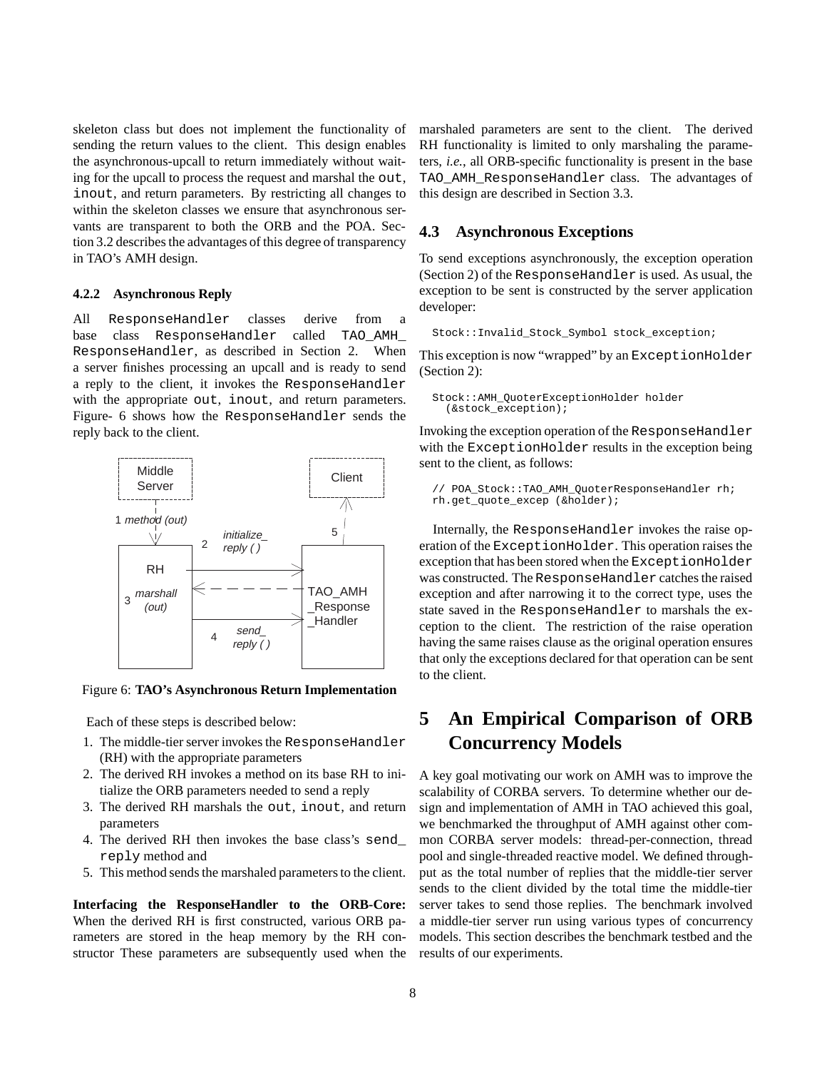skeleton class but does not implement the functionality of sending the return values to the client. This design enables the asynchronous-upcall to return immediately without waiting for the upcall to process the request and marshal the `out`, `inout`, and return parameters. By restricting all changes to within the skeleton classes we ensure that asynchronous servants are transparent to both the ORB and the POA. Section 3.2 describes the advantages of this degree of transparency in TAO's AMH design.

#### 4.2.2 Asynchronous Reply

All `ResponseHandler` classes derive from a base class `ResponseHandler` called `TAO_AMH_ResponseHandler`, as described in Section 2. When a server finishes processing an upcall and is ready to send a reply to the client, it invokes the `ResponseHandler` with the appropriate `out`, `inout`, and return parameters. Figure- 6 shows how the `ResponseHandler` sends the reply back to the client.

Figure 6: **TAO's Asynchronous Return Implementation**

Each of these steps is described below:

1. The middle-tier server invokes the `ResponseHandler` (RH) with the appropriate parameters
2. The derived RH invokes a method on its base RH to initialize the ORB parameters needed to send a reply
3. The derived RH marshals the `out`, `inout`, and return parameters
4. The derived RH then invokes the base class's `send_reply` method and
5. This method sends the marshaled parameters to the client.

**Interfacing the ResponseHandler to the ORB-Core:** When the derived RH is first constructed, various ORB parameters are stored in the heap memory by the RH constructor These parameters are subsequently used when the marshaled parameters are sent to the client. The derived RH functionality is limited to only marshaling the parameters, *i.e.*, all ORB-specific functionality is present in the base `TAO_AMH_ResponseHandler` class. The advantages of this design are described in Section 3.3.

### 4.3 Asynchronous Exceptions

To send exceptions asynchronously, the exception operation (Section 2) of the `ResponseHandler` is used. As usual, the exception to be sent is constructed by the server application developer:

```
Stock::Invalid_Stock_Symbol stock_exception;
```

This exception is now "wrapped" by an `ExceptionHolder` (Section 2):

```
Stock::AMH_QuoterExceptionHolder holder
  (&stock_exception);
```

Invoking the exception operation of the `ResponseHandler` with the `ExceptionHolder` results in the exception being sent to the client, as follows:

```
// POA_Stock::TAO_AMH_QuoterResponseHandler rh;
rh.get_quote_excep (&holder);
```

Internally, the `ResponseHandler` invokes the raise operation of the `ExceptionHolder`. This operation raises the exception that has been stored when the `ExceptionHolder` was constructed. The `ResponseHandler` catches the raised exception and after narrowing it to the correct type, uses the state saved in the `ResponseHandler` to marshals the exception to the client. The restriction of the raise operation having the same raises clause as the original operation ensures that only the exceptions declared for that operation can be sent to the client.

## 5 An Empirical Comparison of ORB Concurrency Models

A key goal motivating our work on AMH was to improve the scalability of CORBA servers. To determine whether our design and implementation of AMH in TAO achieved this goal, we benchmarked the throughput of AMH against other common CORBA server models: thread-per-connection, thread pool and single-threaded reactive model. We defined throughput as the total number of replies that the middle-tier server sends to the client divided by the total time the middle-tier server takes to send those replies. The benchmark involved a middle-tier server run using various types of concurrency models. This section describes the benchmark testbed and the results of our experiments.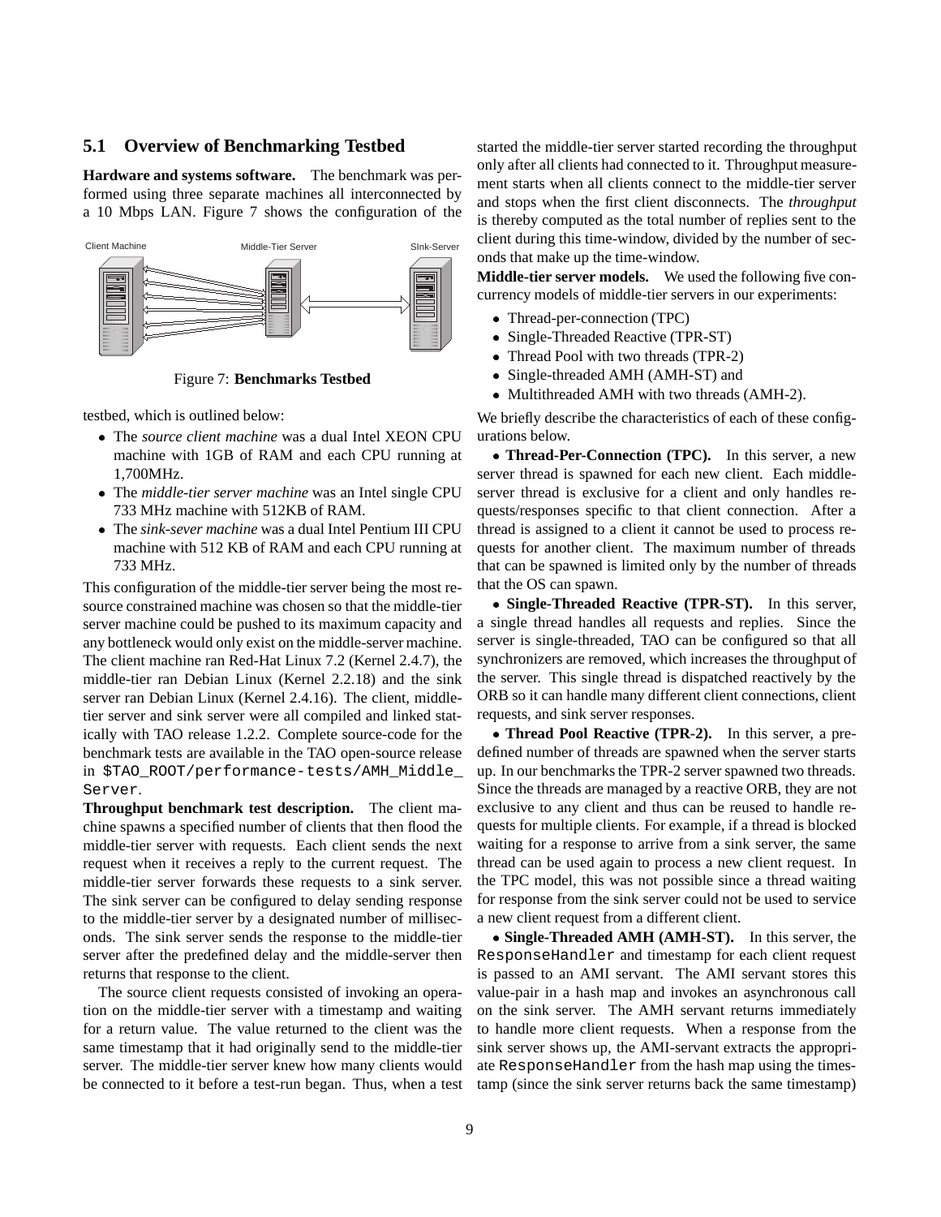### 5.1 Overview of Benchmarking Testbed

**Hardware and systems software.** The benchmark was performed using three separate machines all interconnected by a 10 Mbps LAN. Figure 7 shows the configuration of the testbed, which is outlined below:

Figure 7: **Benchmarks Testbed**

- The *source client machine* was a dual Intel XEON CPU machine with 1GB of RAM and each CPU running at 1,700MHz.
- The *middle-tier server machine* was an Intel single CPU 733 MHz machine with 512KB of RAM.
- The *sink-sever machine* was a dual Intel Pentium III CPU machine with 512 KB of RAM and each CPU running at 733 MHz.

This configuration of the middle-tier server being the most resource constrained machine was chosen so that the middle-tier server machine could be pushed to its maximum capacity and any bottleneck would only exist on the middle-server machine. The client machine ran Red-Hat Linux 7.2 (Kernel 2.4.7), the middle-tier ran Debian Linux (Kernel 2.2.18) and the sink server ran Debian Linux (Kernel 2.4.16). The client, middle-tier server and sink server were all compiled and linked statically with TAO release 1.2.2. Complete source-code for the benchmark tests are available in the TAO open-source release in `$TAO_ROOT/performance-tests/AMH_Middle_Server`.

**Throughput benchmark test description.** The client machine spawns a specified number of clients that then flood the middle-tier server with requests. Each client sends the next request when it receives a reply to the current request. The middle-tier server forwards these requests to a sink server. The sink server can be configured to delay sending response to the middle-tier server by a designated number of milliseconds. The sink server sends the response to the middle-tier server after the predefined delay and the middle-server then returns that response to the client.

The source client requests consisted of invoking an operation on the middle-tier server with a timestamp and waiting for a return value. The value returned to the client was the same timestamp that it had originally send to the middle-tier server. The middle-tier server knew how many clients would be connected to it before a test-run began. Thus, when a test started the middle-tier server started recording the throughput only after all clients had connected to it. Throughput measurement starts when all clients connect to the middle-tier server and stops when the first client disconnects. The *throughput* is thereby computed as the total number of replies sent to the client during this time-window, divided by the number of seconds that make up the time-window.

**Middle-tier server models.** We used the following five concurrency models of middle-tier servers in our experiments:

- Thread-per-connection (TPC)
- Single-Threaded Reactive (TPR-ST)
- Thread Pool with two threads (TPR-2)
- Single-threaded AMH (AMH-ST) and
- Multithreaded AMH with two threads (AMH-2).

We briefly describe the characteristics of each of these configurations below.

- **Thread-Per-Connection (TPC).** In this server, a new server thread is spawned for each new client. Each middle-server thread is exclusive for a client and only handles requests/responses specific to that client connection. After a thread is assigned to a client it cannot be used to process requests for another client. The maximum number of threads that can be spawned is limited only by the number of threads that the OS can spawn.

- **Single-Threaded Reactive (TPR-ST).** In this server, a single thread handles all requests and replies. Since the server is single-threaded, TAO can be configured so that all synchronizers are removed, which increases the throughput of the server. This single thread is dispatched reactively by the ORB so it can handle many different client connections, client requests, and sink server responses.

- **Thread Pool Reactive (TPR-2).** In this server, a predefined number of threads are spawned when the server starts up. In our benchmarks the TPR-2 server spawned two threads. Since the threads are managed by a reactive ORB, they are not exclusive to any client and thus can be reused to handle requests for multiple clients. For example, if a thread is blocked waiting for a response to arrive from a sink server, the same thread can be used again to process a new client request. In the TPC model, this was not possible since a thread waiting for response from the sink server could not be used to service a new client request from a different client.

- **Single-Threaded AMH (AMH-ST).** In this server, the `ResponseHandler` and timestamp for each client request is passed to an AMI servant. The AMI servant stores this value-pair in a hash map and invokes an asynchronous call on the sink server. The AMH servant returns immediately to handle more client requests. When a response from the sink server shows up, the AMI-servant extracts the appropriate `ResponseHandler` from the hash map using the timestamp (since the sink server returns back the same timestamp)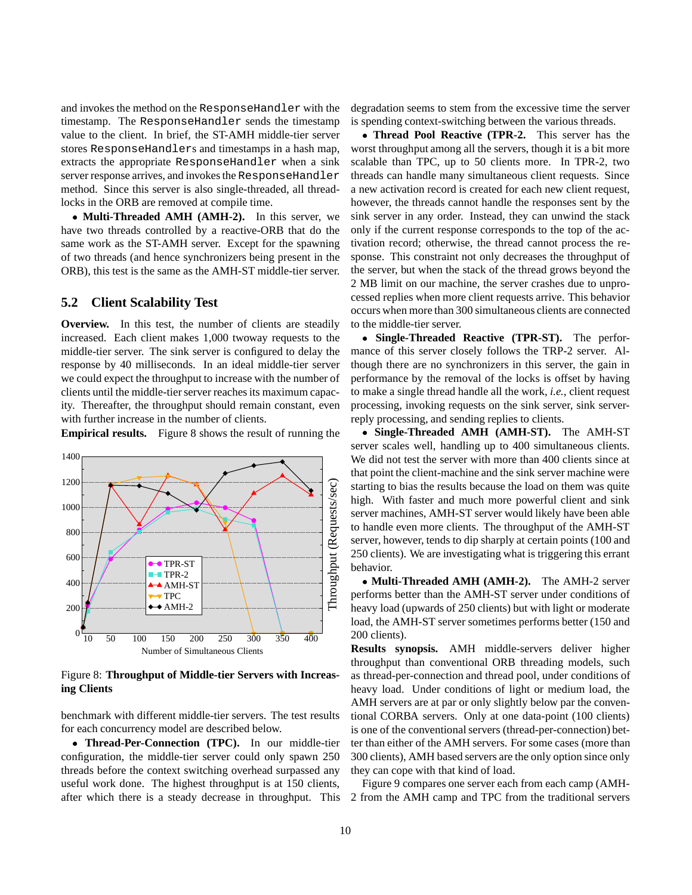and invokes the method on the ResponseHandler with the timestamp. The ResponseHandler sends the timestamp value to the client. In brief, the ST-AMH middle-tier server stores ResponseHandlers and timestamps in a hash map, extracts the appropriate ResponseHandler when a sink server response arrives, and invokes the ResponseHandler method. Since this server is also single-threaded, all thread-locks in the ORB are removed at compile time.

- **Multi-Threaded AMH (AMH-2).** In this server, we have two threads controlled by a reactive-ORB that do the same work as the ST-AMH server. Except for the spawning of two threads (and hence synchronizers being present in the ORB), this test is the same as the AMH-ST middle-tier server.

## 5.2 Client Scalability Test

**Overview.** In this test, the number of clients are steadily increased. Each client makes 1,000 twoway requests to the middle-tier server. The sink server is configured to delay the response by 40 milliseconds. In an ideal middle-tier server we could expect the throughput to increase with the number of clients until the middle-tier server reaches its maximum capacity. Thereafter, the throughput should remain constant, even with further increase in the number of clients.

**Empirical results.** Figure 8 shows the result of running the benchmark with different middle-tier servers. The test results for each concurrency model are described below.

Figure 8: **Throughput of Middle-tier Servers with Increasing Clients**

- **Thread-Per-Connection (TPC).** In our middle-tier configuration, the middle-tier server could only spawn 250 threads before the context switching overhead surpassed any useful work done. The highest throughput is at 150 clients, after which there is a steady decrease in throughput. This degradation seems to stem from the excessive time the server is spending context-switching between the various threads.

- **Thread Pool Reactive (TPR-2.** This server has the worst throughput among all the servers, though it is a bit more scalable than TPC, up to 50 clients more. In TPR-2, two threads can handle many simultaneous client requests. Since a new activation record is created for each new client request, however, the threads cannot handle the responses sent by the sink server in any order. Instead, they can unwind the stack only if the current response corresponds to the top of the activation record; otherwise, the thread cannot process the response. This constraint not only decreases the throughput of the server, but when the stack of the thread grows beyond the 2 MB limit on our machine, the server crashes due to unprocessed replies when more client requests arrive. This behavior occurs when more than 300 simultaneous clients are connected to the middle-tier server.

- **Single-Threaded Reactive (TPR-ST).** The performance of this server closely follows the TRP-2 server. Although there are no synchronizers in this server, the gain in performance by the removal of the locks is offset by having to make a single thread handle all the work, *i.e.*, client request processing, invoking requests on the sink server, sink server-reply processing, and sending replies to clients.

- **Single-Threaded AMH (AMH-ST).** The AMH-ST server scales well, handling up to 400 simultaneous clients. We did not test the server with more than 400 clients since at that point the client-machine and the sink server machine were starting to bias the results because the load on them was quite high. With faster and much more powerful client and sink server machines, AMH-ST server would likely have been able to handle even more clients. The throughput of the AMH-ST server, however, tends to dip sharply at certain points (100 and 250 clients). We are investigating what is triggering this errant behavior.

- **Multi-Threaded AMH (AMH-2).** The AMH-2 server performs better than the AMH-ST server under conditions of heavy load (upwards of 250 clients) but with light or moderate load, the AMH-ST server sometimes performs better (150 and 200 clients).

**Results synopsis.** AMH middle-servers deliver higher throughput than conventional ORB threading models, such as thread-per-connection and thread pool, under conditions of heavy load. Under conditions of light or medium load, the AMH servers are at par or only slightly below par the conventional CORBA servers. Only at one data-point (100 clients) is one of the conventional servers (thread-per-connection) better than either of the AMH servers. For some cases (more than 300 clients), AMH based servers are the only option since only they can cope with that kind of load.

Figure 9 compares one server each from each camp (AMH-2 from the AMH camp and TPC from the traditional servers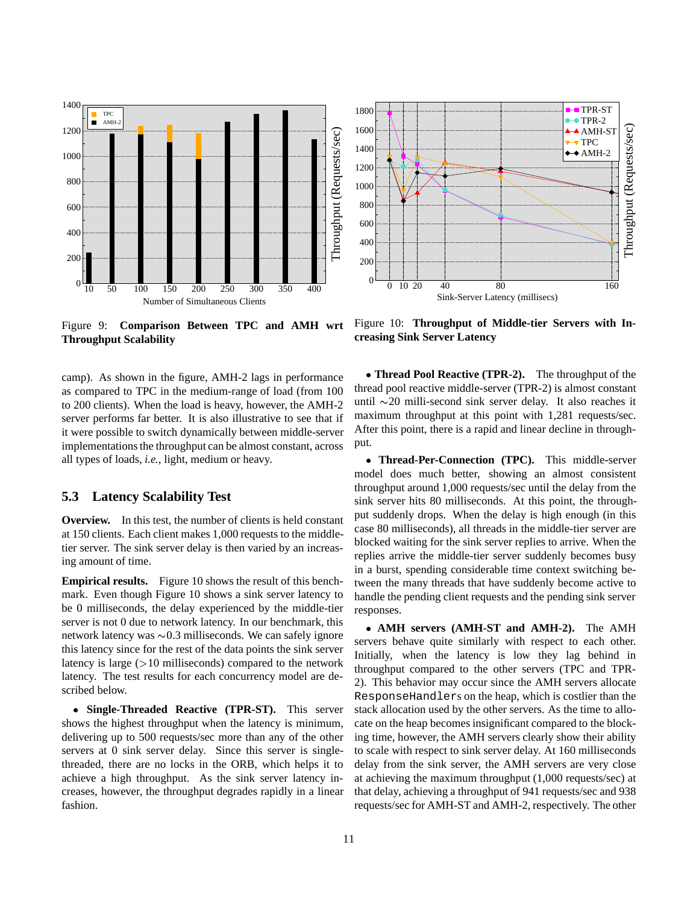Figure 9: **Comparison Between TPC and AMH wrt Throughput Scalability**

Figure 10: **Throughput of Middle-tier Servers with Increasing Sink Server Latency**

camp). As shown in the figure, AMH-2 lags in performance as compared to TPC in the medium-range of load (from 100 to 200 clients). When the load is heavy, however, the AMH-2 server performs far better. It is also illustrative to see that if it were possible to switch dynamically between middle-server implementations the throughput can be almost constant, across all types of loads, *i.e.*, light, medium or heavy.

### 5.3 Latency Scalability Test

**Overview.** In this test, the number of clients is held constant at 150 clients. Each client makes 1,000 requests to the middle-tier server. The sink server delay is then varied by an increasing amount of time.

**Empirical results.** Figure 10 shows the result of this benchmark. Even though Figure 10 shows a sink server latency to be 0 milliseconds, the delay experienced by the middle-tier server is not 0 due to network latency. In our benchmark, this network latency was ∼0.3 milliseconds. We can safely ignore this latency since for the rest of the data points the sink server latency is large (>10 milliseconds) compared to the network latency. The test results for each concurrency model are described below.

- **Single-Threaded Reactive (TPR-ST).** This server shows the highest throughput when the latency is minimum, delivering up to 500 requests/sec more than any of the other servers at 0 sink server delay. Since this server is single-threaded, there are no locks in the ORB, which helps it to achieve a high throughput. As the sink server latency increases, however, the throughput degrades rapidly in a linear fashion.

- **Thread Pool Reactive (TPR-2).** The throughput of the thread pool reactive middle-server (TPR-2) is almost constant until ∼20 milli-second sink server delay. It also reaches it maximum throughput at this point with 1,281 requests/sec. After this point, there is a rapid and linear decline in throughput.

- **Thread-Per-Connection (TPC).** This middle-server model does much better, showing an almost consistent throughput around 1,000 requests/sec until the delay from the sink server hits 80 milliseconds. At this point, the throughput suddenly drops. When the delay is high enough (in this case 80 milliseconds), all threads in the middle-tier server are blocked waiting for the sink server replies to arrive. When the replies arrive the middle-tier server suddenly becomes busy in a burst, spending considerable time context switching between the many threads that have suddenly become active to handle the pending client requests and the pending sink server responses.

- **AMH servers (AMH-ST and AMH-2).** The AMH servers behave quite similarly with respect to each other. Initially, when the latency is low they lag behind in throughput compared to the other servers (TPC and TPR-2). This behavior may occur since the AMH servers allocate `ResponseHandlers` on the heap, which is costlier than the stack allocation used by the other servers. As the time to allocate on the heap becomes insignificant compared to the blocking time, however, the AMH servers clearly show their ability to scale with respect to sink server delay. At 160 milliseconds delay from the sink server, the AMH servers are very close at achieving the maximum throughput (1,000 requests/sec) at that delay, achieving a throughput of 941 requests/sec and 938 requests/sec for AMH-ST and AMH-2, respectively. The other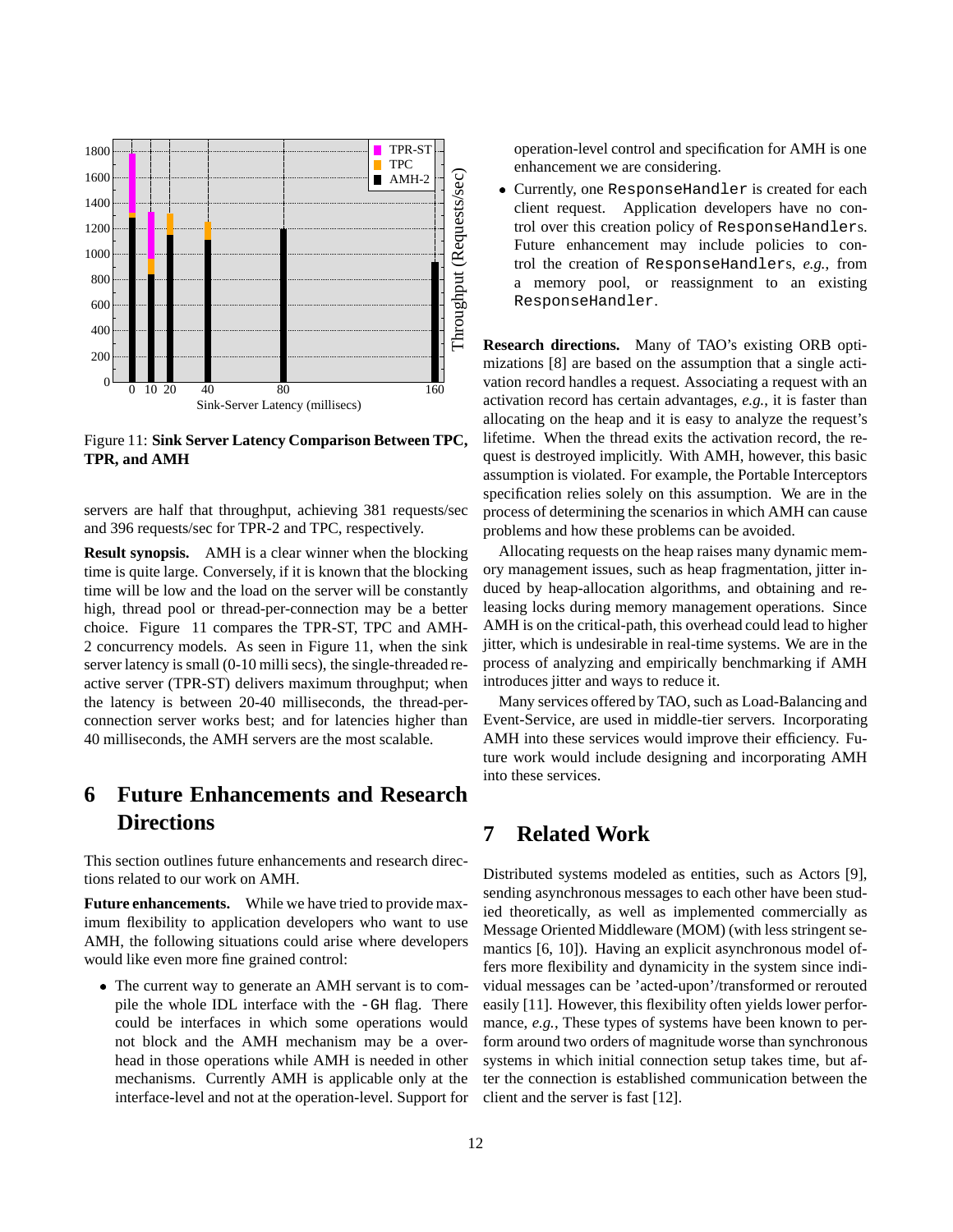Figure 11: **Sink Server Latency Comparison Between TPC, TPR, and AMH**

servers are half that throughput, achieving 381 requests/sec and 396 requests/sec for TPR-2 and TPC, respectively.

**Result synopsis.** AMH is a clear winner when the blocking time is quite large. Conversely, if it is known that the blocking time will be low and the load on the server will be constantly high, thread pool or thread-per-connection may be a better choice. Figure 11 compares the TPR-ST, TPC and AMH-2 concurrency models. As seen in Figure 11, when the sink server latency is small (0-10 milli secs), the single-threaded reactive server (TPR-ST) delivers maximum throughput; when the latency is between 20-40 milliseconds, the thread-per-connection server works best; and for latencies higher than 40 milliseconds, the AMH servers are the most scalable.

# 6 Future Enhancements and Research Directions

This section outlines future enhancements and research directions related to our work on AMH.

**Future enhancements.** While we have tried to provide maximum flexibility to application developers who want to use AMH, the following situations could arise where developers would like even more fine grained control:

- The current way to generate an AMH servant is to compile the whole IDL interface with the `-GH` flag. There could be interfaces in which some operations would not block and the AMH mechanism may be a overhead in those operations while AMH is needed in other mechanisms. Currently AMH is applicable only at the interface-level and not at the operation-level. Support for operation-level control and specification for AMH is one enhancement we are considering.
- Currently, one `ResponseHandler` is created for each client request. Application developers have no control over this creation policy of `ResponseHandler`s. Future enhancement may include policies to control the creation of `ResponseHandler`s, *e.g.,* from a memory pool, or reassignment to an existing `ResponseHandler`.

**Research directions.** Many of TAO's existing ORB optimizations [8] are based on the assumption that a single activation record handles a request. Associating a request with an activation record has certain advantages, *e.g.*, it is faster than allocating on the heap and it is easy to analyze the request's lifetime. When the thread exits the activation record, the request is destroyed implicitly. With AMH, however, this basic assumption is violated. For example, the Portable Interceptors specification relies solely on this assumption. We are in the process of determining the scenarios in which AMH can cause problems and how these problems can be avoided.

Allocating requests on the heap raises many dynamic memory management issues, such as heap fragmentation, jitter induced by heap-allocation algorithms, and obtaining and releasing locks during memory management operations. Since AMH is on the critical-path, this overhead could lead to higher jitter, which is undesirable in real-time systems. We are in the process of analyzing and empirically benchmarking if AMH introduces jitter and ways to reduce it.

Many services offered by TAO, such as Load-Balancing and Event-Service, are used in middle-tier servers. Incorporating AMH into these services would improve their efficiency. Future work would include designing and incorporating AMH into these services.

# 7 Related Work

Distributed systems modeled as entities, such as Actors [9], sending asynchronous messages to each other have been studied theoretically, as well as implemented commercially as Message Oriented Middleware (MOM) (with less stringent semantics [6, 10]). Having an explicit asynchronous model offers more flexibility and dynamicity in the system since individual messages can be 'acted-upon'/transformed or rerouted easily [11]. However, this flexibility often yields lower performance, *e.g.,* These types of systems have been known to perform around two orders of magnitude worse than synchronous systems in which initial connection setup takes time, but after the connection is established communication between the client and the server is fast [12].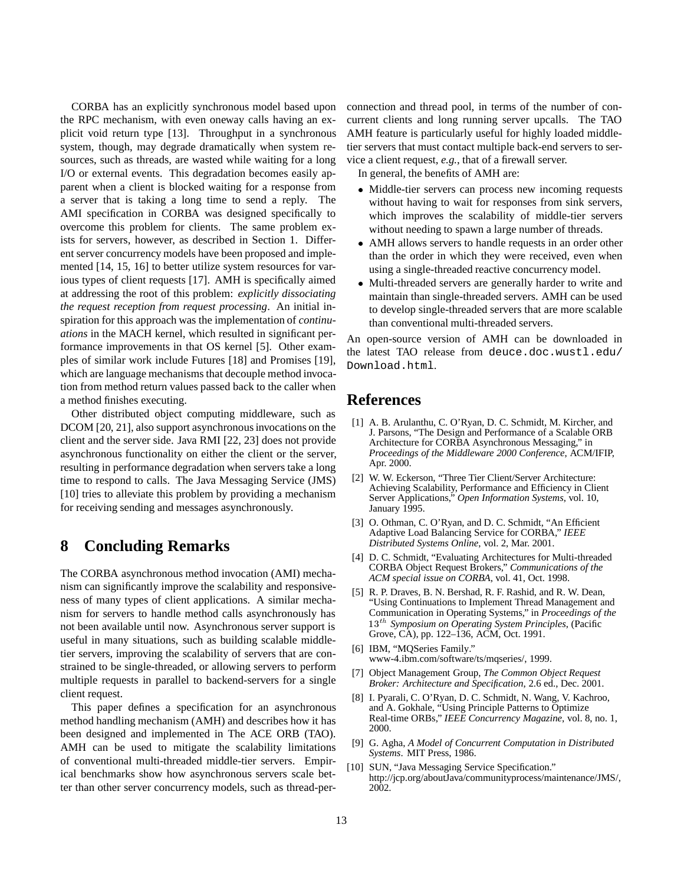CORBA has an explicitly synchronous model based upon the RPC mechanism, with even oneway calls having an explicit void return type [13]. Throughput in a synchronous system, though, may degrade dramatically when system resources, such as threads, are wasted while waiting for a long I/O or external events. This degradation becomes easily apparent when a client is blocked waiting for a response from a server that is taking a long time to send a reply. The AMI specification in CORBA was designed specifically to overcome this problem for clients. The same problem exists for servers, however, as described in Section 1. Different server concurrency models have been proposed and implemented [14, 15, 16] to better utilize system resources for various types of client requests [17]. AMH is specifically aimed at addressing the root of this problem: *explicitly dissociating the request reception from request processing*. An initial inspiration for this approach was the implementation of *continuations* in the MACH kernel, which resulted in significant performance improvements in that OS kernel [5]. Other examples of similar work include Futures [18] and Promises [19], which are language mechanisms that decouple method invocation from method return values passed back to the caller when a method finishes executing.

Other distributed object computing middleware, such as DCOM [20, 21], also support asynchronous invocations on the client and the server side. Java RMI [22, 23] does not provide asynchronous functionality on either the client or the server, resulting in performance degradation when servers take a long time to respond to calls. The Java Messaging Service (JMS) [10] tries to alleviate this problem by providing a mechanism for receiving sending and messages asynchronously.

# 8 Concluding Remarks

The CORBA asynchronous method invocation (AMI) mechanism can significantly improve the scalability and responsiveness of many types of client applications. A similar mechanism for servers to handle method calls asynchronously has not been available until now. Asynchronous server support is useful in many situations, such as building scalable middle-tier servers, improving the scalability of servers that are constrained to be single-threaded, or allowing servers to perform multiple requests in parallel to backend-servers for a single client request.

This paper defines a specification for an asynchronous method handling mechanism (AMH) and describes how it has been designed and implemented in The ACE ORB (TAO). AMH can be used to mitigate the scalability limitations of conventional multi-threaded middle-tier servers. Empirical benchmarks show how asynchronous servers scale better than other server concurrency models, such as thread-per-connection and thread pool, in terms of the number of concurrent clients and long running server upcalls. The TAO AMH feature is particularly useful for highly loaded middle-tier servers that must contact multiple back-end servers to service a client request, *e.g.*, that of a firewall server.

In general, the benefits of AMH are:

- Middle-tier servers can process new incoming requests without having to wait for responses from sink servers, which improves the scalability of middle-tier servers without needing to spawn a large number of threads.
- AMH allows servers to handle requests in an order other than the order in which they were received, even when using a single-threaded reactive concurrency model.
- Multi-threaded servers are generally harder to write and maintain than single-threaded servers. AMH can be used to develop single-threaded servers that are more scalable than conventional multi-threaded servers.

An open-source version of AMH can be downloaded in the latest TAO release from `deuce.doc.wustl.edu/Download.html`.

# References

[1] A. B. Arulanthu, C. O'Ryan, D. C. Schmidt, M. Kircher, and J. Parsons, "The Design and Performance of a Scalable ORB Architecture for CORBA Asynchronous Messaging," in *Proceedings of the Middleware 2000 Conference*, ACM/IFIP, Apr. 2000.

[2] W. W. Eckerson, "Three Tier Client/Server Architecture: Achieving Scalability, Performance and Efficiency in Client Server Applications," *Open Information Systems*, vol. 10, January 1995.

[3] O. Othman, C. O'Ryan, and D. C. Schmidt, "An Efficient Adaptive Load Balancing Service for CORBA," *IEEE Distributed Systems Online*, vol. 2, Mar. 2001.

[4] D. C. Schmidt, "Evaluating Architectures for Multi-threaded CORBA Object Request Brokers," *Communications of the ACM special issue on CORBA*, vol. 41, Oct. 1998.

[5] R. P. Draves, B. N. Bershad, R. F. Rashid, and R. W. Dean, "Using Continuations to Implement Thread Management and Communication in Operating Systems," in *Proceedings of the* $13^{th}$ *Symposium on Operating System Principles*, (Pacific Grove, CA), pp. 122–136, ACM, Oct. 1991.

[6] IBM, "MQSeries Family." www-4.ibm.com/software/ts/mqseries/, 1999.

[7] Object Management Group, *The Common Object Request Broker: Architecture and Specification*, 2.6 ed., Dec. 2001.

[8] I. Pyarali, C. O'Ryan, D. C. Schmidt, N. Wang, V. Kachroo, and A. Gokhale, "Using Principle Patterns to Optimize Real-time ORBs," *IEEE Concurrency Magazine*, vol. 8, no. 1, 2000.

[9] G. Agha, *A Model of Concurrent Computation in Distributed Systems*. MIT Press, 1986.

[10] SUN, "Java Messaging Service Specification." http://jcp.org/aboutJava/communityprocess/maintenance/JMS/, 2002.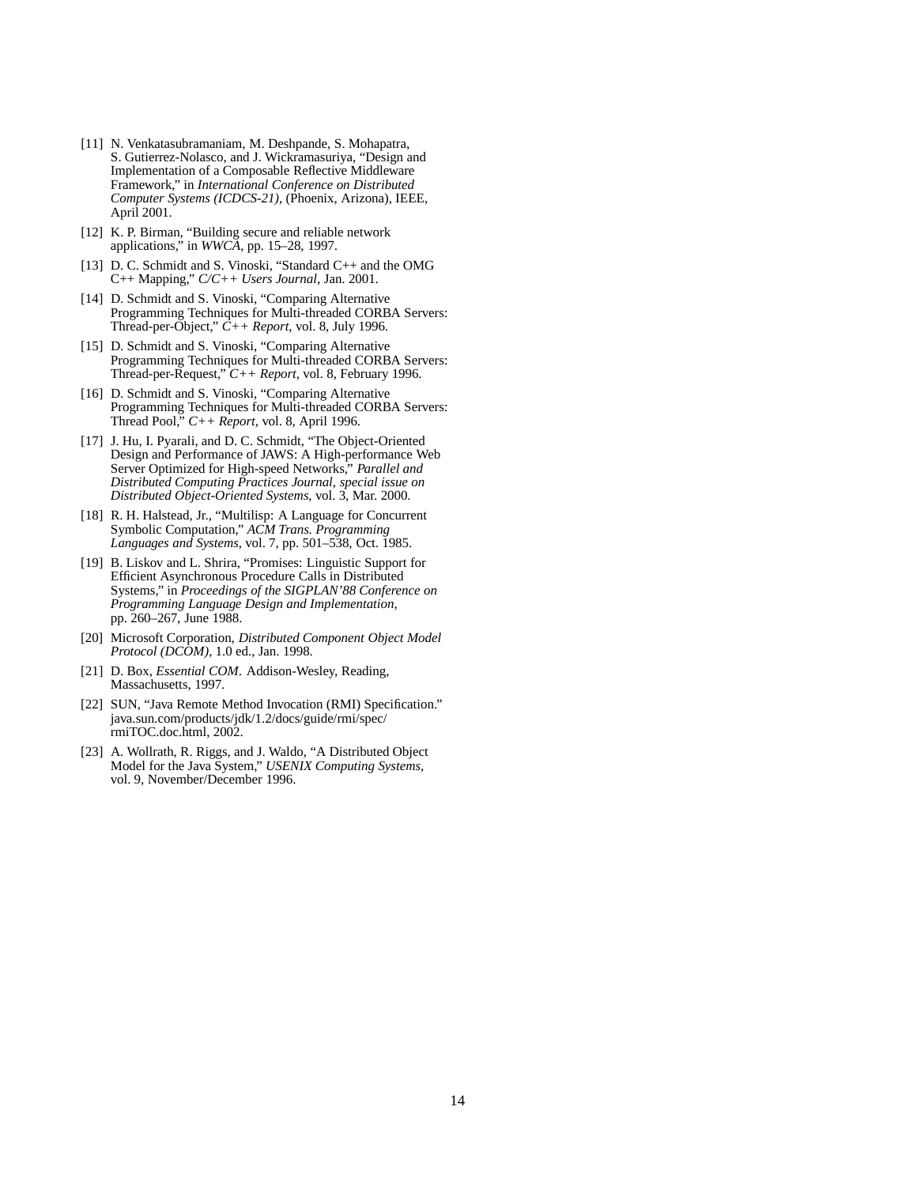[11] N. Venkatasubramaniam, M. Deshpande, S. Mohapatra, S. Gutierrez-Nolasco, and J. Wickramasuriya, “Design and Implementation of a Composable Reflective Middleware Framework,” in *International Conference on Distributed Computer Systems (ICDCS-21)*, (Phoenix, Arizona), IEEE, April 2001.

[12] K. P. Birman, “Building secure and reliable network applications,” in *WWCA*, pp. 15–28, 1997.

[13] D. C. Schmidt and S. Vinoski, “Standard C++ and the OMG C++ Mapping,” *C/C++ Users Journal*, Jan. 2001.

[14] D. Schmidt and S. Vinoski, “Comparing Alternative Programming Techniques for Multi-threaded CORBA Servers: Thread-per-Object,” *C++ Report*, vol. 8, July 1996.

[15] D. Schmidt and S. Vinoski, “Comparing Alternative Programming Techniques for Multi-threaded CORBA Servers: Thread-per-Request,” *C++ Report*, vol. 8, February 1996.

[16] D. Schmidt and S. Vinoski, “Comparing Alternative Programming Techniques for Multi-threaded CORBA Servers: Thread Pool,” *C++ Report*, vol. 8, April 1996.

[17] J. Hu, I. Pyarali, and D. C. Schmidt, “The Object-Oriented Design and Performance of JAWS: A High-performance Web Server Optimized for High-speed Networks,” *Parallel and Distributed Computing Practices Journal, special issue on Distributed Object-Oriented Systems*, vol. 3, Mar. 2000.

[18] R. H. Halstead, Jr., “Multilisp: A Language for Concurrent Symbolic Computation,” *ACM Trans. Programming Languages and Systems*, vol. 7, pp. 501–538, Oct. 1985.

[19] B. Liskov and L. Shrira, “Promises: Linguistic Support for Efficient Asynchronous Procedure Calls in Distributed Systems,” in *Proceedings of the SIGPLAN’88 Conference on Programming Language Design and Implementation*, pp. 260–267, June 1988.

[20] Microsoft Corporation, *Distributed Component Object Model Protocol (DCOM)*, 1.0 ed., Jan. 1998.

[21] D. Box, *Essential COM*. Addison-Wesley, Reading, Massachusetts, 1997.

[22] SUN, “Java Remote Method Invocation (RMI) Specification.” java.sun.com/products/jdk/1.2/docs/guide/rmi/spec/rmiTOC.doc.html, 2002.

[23] A. Wollrath, R. Riggs, and J. Waldo, “A Distributed Object Model for the Java System,” *USENIX Computing Systems*, vol. 9, November/December 1996.